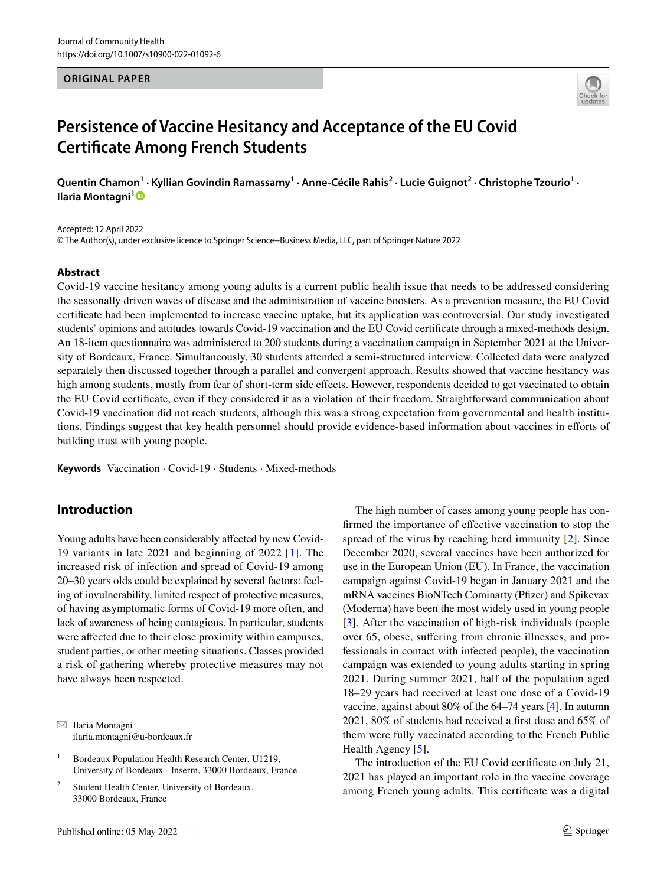ORIGINAL PAPER

# Persistence of Vaccine Hesitancy and Acceptance of the EU Covid Certificate Among French Students

Quentin Chamon[1] · Kyllian Govindin Ramassamy[1] · Anne-Cécile Rahis[2] · Lucie Guignot[2] · Christophe Tzourio[1] · Ilaria Montagni[1]

Accepted: 12 April 2022
© The Author(s), under exclusive licence to Springer Science+Business Media, LLC, part of Springer Nature 2022

## Abstract

Covid-19 vaccine hesitancy among young adults is a current public health issue that needs to be addressed considering the seasonally driven waves of disease and the administration of vaccine boosters. As a prevention measure, the EU Covid certificate had been implemented to increase vaccine uptake, but its application was controversial. Our study investigated students' opinions and attitudes towards Covid-19 vaccination and the EU Covid certificate through a mixed-methods design. An 18-item questionnaire was administered to 200 students during a vaccination campaign in September 2021 at the University of Bordeaux, France. Simultaneously, 30 students attended a semi-structured interview. Collected data were analyzed separately then discussed together through a parallel and convergent approach. Results showed that vaccine hesitancy was high among students, mostly from fear of short-term side effects. However, respondents decided to get vaccinated to obtain the EU Covid certificate, even if they considered it as a violation of their freedom. Straightforward communication about Covid-19 vaccination did not reach students, although this was a strong expectation from governmental and health institutions. Findings suggest that key health personnel should provide evidence-based information about vaccines in efforts of building trust with young people.

**Keywords** Vaccination · Covid-19 · Students · Mixed-methods

## Introduction

Young adults have been considerably affected by new Covid-19 variants in late 2021 and beginning of 2022 [1]. The increased risk of infection and spread of Covid-19 among 20–30 years olds could be explained by several factors: feeling of invulnerability, limited respect of protective measures, of having asymptomatic forms of Covid-19 more often, and lack of awareness of being contagious. In particular, students were affected due to their close proximity within campuses, student parties, or other meeting situations. Classes provided a risk of gathering whereby protective measures may not have always been respected.

The high number of cases among young people has confirmed the importance of effective vaccination to stop the spread of the virus by reaching herd immunity [2]. Since December 2020, several vaccines have been authorized for use in the European Union (EU). In France, the vaccination campaign against Covid-19 began in January 2021 and the mRNA vaccines BioNTech Cominarty (Pfizer) and Spikevax (Moderna) have been the most widely used in young people [3]. After the vaccination of high-risk individuals (people over 65, obese, suffering from chronic illnesses, and professionals in contact with infected people), the vaccination campaign was extended to young adults starting in spring 2021. During summer 2021, half of the population aged 18–29 years had received at least one dose of a Covid-19 vaccine, against about 80% of the 64–74 years [4]. In autumn 2021, 80% of students had received a first dose and 65% of them were fully vaccinated according to the French Public Health Agency [5].

The introduction of the EU Covid certificate on July 21, 2021 has played an important role in the vaccine coverage among French young adults. This certificate was a digital

---

✉ Ilaria Montagni
ilaria.montagni@u-bordeaux.fr

[1] Bordeaux Population Health Research Center, U1219, University of Bordeaux - Inserm, 33000 Bordeaux, France

[2] Student Health Center, University of Bordeaux, 33000 Bordeaux, France

Published online: 05 May 2022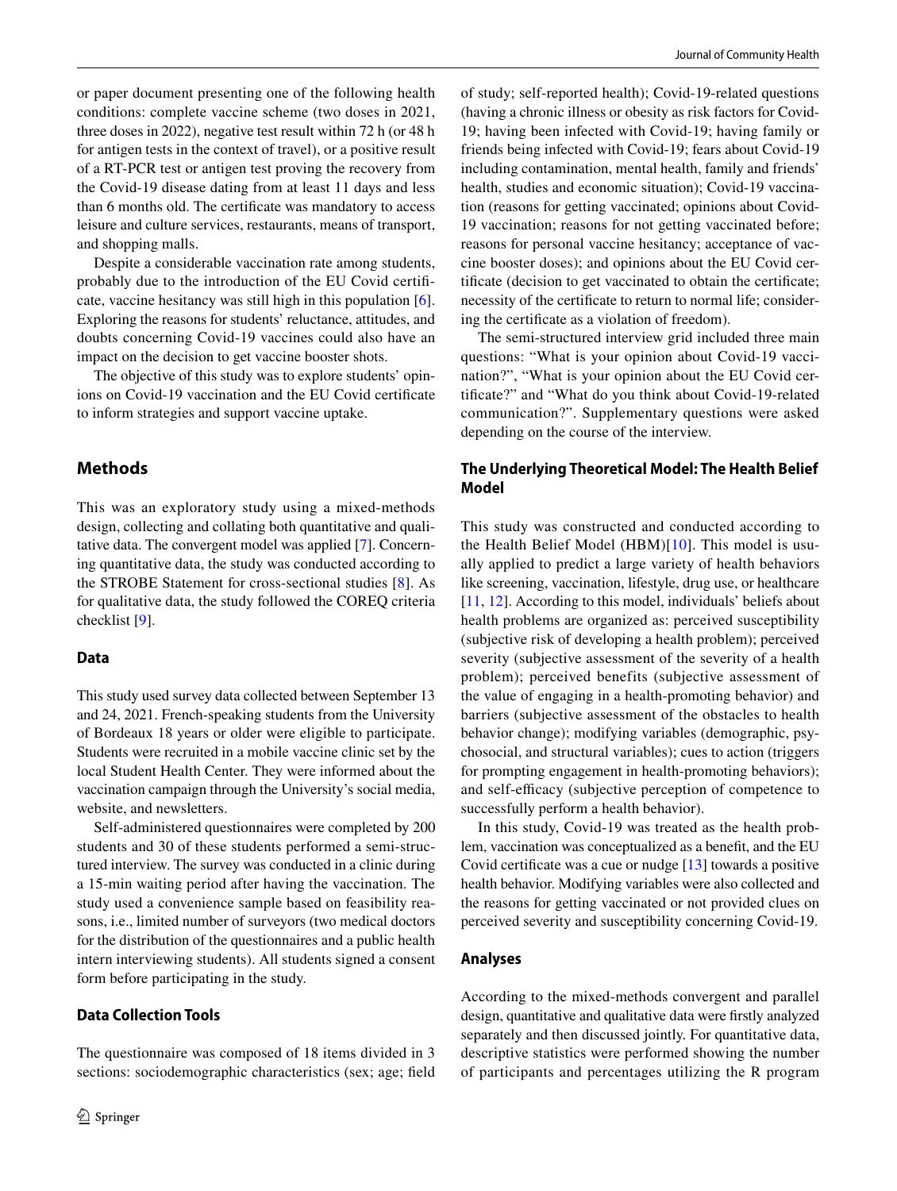or paper document presenting one of the following health conditions: complete vaccine scheme (two doses in 2021, three doses in 2022), negative test result within 72 h (or 48 h for antigen tests in the context of travel), or a positive result of a RT-PCR test or antigen test proving the recovery from the Covid-19 disease dating from at least 11 days and less than 6 months old. The certificate was mandatory to access leisure and culture services, restaurants, means of transport, and shopping malls.

Despite a considerable vaccination rate among students, probably due to the introduction of the EU Covid certificate, vaccine hesitancy was still high in this population [6]. Exploring the reasons for students' reluctance, attitudes, and doubts concerning Covid-19 vaccines could also have an impact on the decision to get vaccine booster shots.

The objective of this study was to explore students' opinions on Covid-19 vaccination and the EU Covid certificate to inform strategies and support vaccine uptake.

## Methods

This was an exploratory study using a mixed-methods design, collecting and collating both quantitative and qualitative data. The convergent model was applied [7]. Concerning quantitative data, the study was conducted according to the STROBE Statement for cross-sectional studies [8]. As for qualitative data, the study followed the COREQ criteria checklist [9].

### Data

This study used survey data collected between September 13 and 24, 2021. French-speaking students from the University of Bordeaux 18 years or older were eligible to participate. Students were recruited in a mobile vaccine clinic set by the local Student Health Center. They were informed about the vaccination campaign through the University's social media, website, and newsletters.

Self-administered questionnaires were completed by 200 students and 30 of these students performed a semi-structured interview. The survey was conducted in a clinic during a 15-min waiting period after having the vaccination. The study used a convenience sample based on feasibility reasons, i.e., limited number of surveyors (two medical doctors for the distribution of the questionnaires and a public health intern interviewing students). All students signed a consent form before participating in the study.

### Data Collection Tools

The questionnaire was composed of 18 items divided in 3 sections: sociodemographic characteristics (sex; age; field of study; self-reported health); Covid-19-related questions (having a chronic illness or obesity as risk factors for Covid-19; having been infected with Covid-19; having family or friends being infected with Covid-19; fears about Covid-19 including contamination, mental health, family and friends' health, studies and economic situation); Covid-19 vaccination (reasons for getting vaccinated; opinions about Covid-19 vaccination; reasons for not getting vaccinated before; reasons for personal vaccine hesitancy; acceptance of vaccine booster doses); and opinions about the EU Covid certificate (decision to get vaccinated to obtain the certificate; necessity of the certificate to return to normal life; considering the certificate as a violation of freedom).

The semi-structured interview grid included three main questions: "What is your opinion about Covid-19 vaccination?", "What is your opinion about the EU Covid certificate?" and "What do you think about Covid-19-related communication?". Supplementary questions were asked depending on the course of the interview.

### The Underlying Theoretical Model: The Health Belief Model

This study was constructed and conducted according to the Health Belief Model (HBM)[10]. This model is usually applied to predict a large variety of health behaviors like screening, vaccination, lifestyle, drug use, or healthcare [11, 12]. According to this model, individuals' beliefs about health problems are organized as: perceived susceptibility (subjective risk of developing a health problem); perceived severity (subjective assessment of the severity of a health problem); perceived benefits (subjective assessment of the value of engaging in a health-promoting behavior) and barriers (subjective assessment of the obstacles to health behavior change); modifying variables (demographic, psychosocial, and structural variables); cues to action (triggers for prompting engagement in health-promoting behaviors); and self-efficacy (subjective perception of competence to successfully perform a health behavior).

In this study, Covid-19 was treated as the health problem, vaccination was conceptualized as a benefit, and the EU Covid certificate was a cue or nudge [13] towards a positive health behavior. Modifying variables were also collected and the reasons for getting vaccinated or not provided clues on perceived severity and susceptibility concerning Covid-19.

### Analyses

According to the mixed-methods convergent and parallel design, quantitative and qualitative data were firstly analyzed separately and then discussed jointly. For quantitative data, descriptive statistics were performed showing the number of participants and percentages utilizing the R program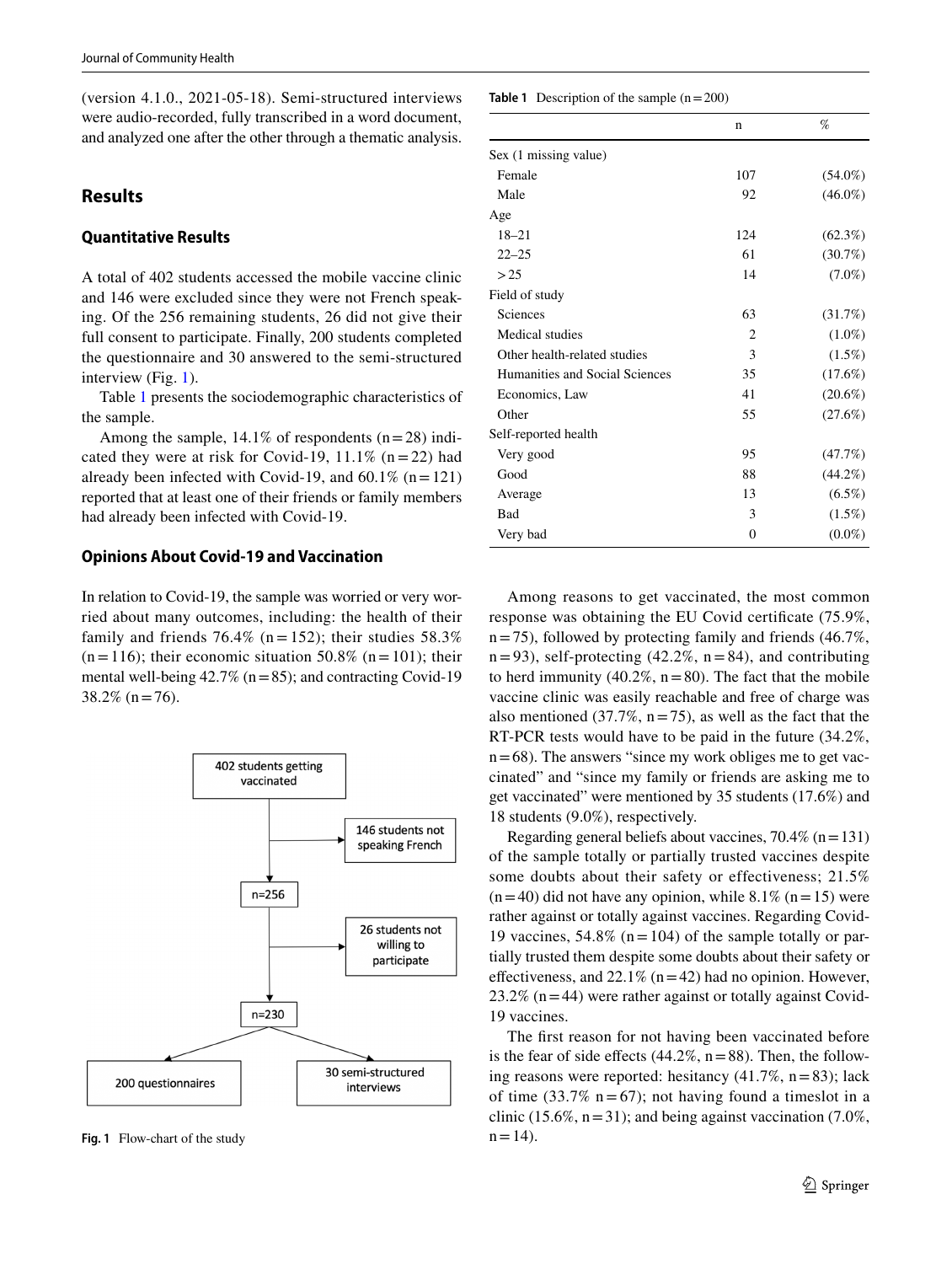(version 4.1.0., 2021-05-18). Semi-structured interviews were audio-recorded, fully transcribed in a word document, and analyzed one after the other through a thematic analysis.

## Results

### Quantitative Results

A total of 402 students accessed the mobile vaccine clinic and 146 were excluded since they were not French speaking. Of the 256 remaining students, 26 did not give their full consent to participate. Finally, 200 students completed the questionnaire and 30 answered to the semi-structured interview (Fig. 1).

Table 1 presents the sociodemographic characteristics of the sample.

Among the sample, 14.1% of respondents (n = 28) indicated they were at risk for Covid-19, 11.1% (n = 22) had already been infected with Covid-19, and 60.1% (n = 121) reported that at least one of their friends or family members had already been infected with Covid-19.

**Table 1** Description of the sample (n = 200)

| | n | % |
|---|---|---|
| Sex (1 missing value) | | |
| Female | 107 | (54.0%) |
| Male | 92 | (46.0%) |
| Age | | |
| 18–21 | 124 | (62.3%) |
| 22–25 | 61 | (30.7%) |
| > 25 | 14 | (7.0%) |
| Field of study | | |
| Sciences | 63 | (31.7%) |
| Medical studies | 2 | (1.0%) |
| Other health-related studies | 3 | (1.5%) |
| Humanities and Social Sciences | 35 | (17.6%) |
| Economics, Law | 41 | (20.6%) |
| Other | 55 | (27.6%) |
| Self-reported health | | |
| Very good | 95 | (47.7%) |
| Good | 88 | (44.2%) |
| Average | 13 | (6.5%) |
| Bad | 3 | (1.5%) |
| Very bad | 0 | (0.0%) |

### Opinions About Covid-19 and Vaccination

In relation to Covid-19, the sample was worried or very worried about many outcomes, including: the health of their family and friends 76.4% (n = 152); their studies 58.3% (n = 116); their economic situation 50.8% (n = 101); their mental well-being 42.7% (n = 85); and contracting Covid-19 38.2% (n = 76).

```
402 students getting vaccinated
    ├──> 146 students not speaking French
    ▼
  n=256
    ├──> 26 students not willing to participate
    ▼
  n=230
   ├──> 200 questionnaires
   └──> 30 semi-structured interviews
```

**Fig. 1** Flow-chart of the study

Among reasons to get vaccinated, the most common response was obtaining the EU Covid certificate (75.9%, n = 75), followed by protecting family and friends (46.7%, n = 93), self-protecting (42.2%, n = 84), and contributing to herd immunity (40.2%, n = 80). The fact that the mobile vaccine clinic was easily reachable and free of charge was also mentioned (37.7%, n = 75), as well as the fact that the RT-PCR tests would have to be paid in the future (34.2%, n = 68). The answers "since my work obliges me to get vaccinated" and "since my family or friends are asking me to get vaccinated" were mentioned by 35 students (17.6%) and 18 students (9.0%), respectively.

Regarding general beliefs about vaccines, 70.4% (n = 131) of the sample totally or partially trusted vaccines despite some doubts about their safety or effectiveness; 21.5% (n = 40) did not have any opinion, while 8.1% (n = 15) were rather against or totally against vaccines. Regarding Covid-19 vaccines, 54.8% (n = 104) of the sample totally or partially trusted them despite some doubts about their safety or effectiveness, and 22.1% (n = 42) had no opinion. However, 23.2% (n = 44) were rather against or totally against Covid-19 vaccines.

The first reason for not having been vaccinated before is the fear of side effects (44.2%, n = 88). Then, the following reasons were reported: hesitancy (41.7%, n = 83); lack of time (33.7% n = 67); not having found a timeslot in a clinic (15.6%, n = 31); and being against vaccination (7.0%, n = 14).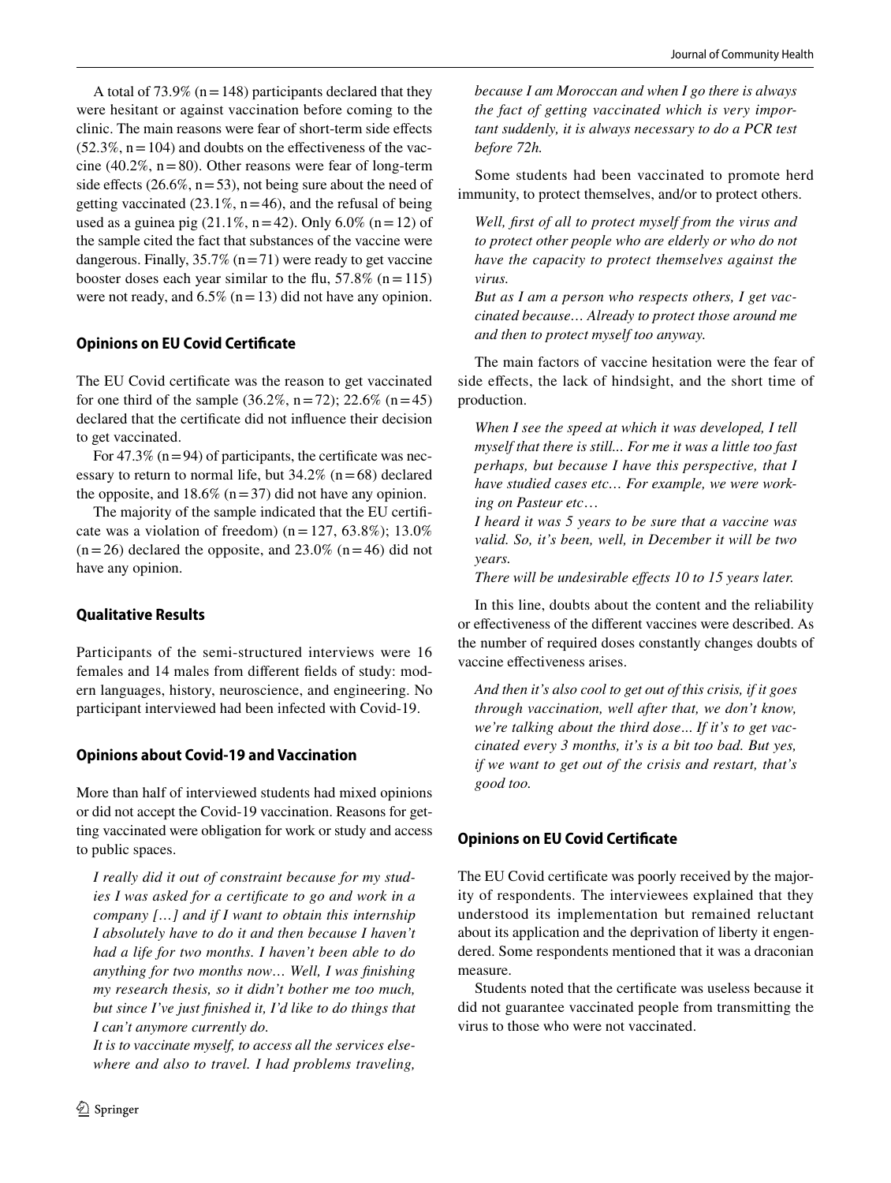A total of 73.9% (n = 148) participants declared that they were hesitant or against vaccination before coming to the clinic. The main reasons were fear of short-term side effects (52.3%, n = 104) and doubts on the effectiveness of the vaccine (40.2%, n = 80). Other reasons were fear of long-term side effects (26.6%, n = 53), not being sure about the need of getting vaccinated (23.1%, n = 46), and the refusal of being used as a guinea pig (21.1%, n = 42). Only 6.0% (n = 12) of the sample cited the fact that substances of the vaccine were dangerous. Finally, 35.7% (n = 71) were ready to get vaccine booster doses each year similar to the flu, 57.8% (n = 115) were not ready, and 6.5% (n = 13) did not have any opinion.

### Opinions on EU Covid Certificate

The EU Covid certificate was the reason to get vaccinated for one third of the sample (36.2%, n = 72); 22.6% (n = 45) declared that the certificate did not influence their decision to get vaccinated.

For 47.3% (n = 94) of participants, the certificate was necessary to return to normal life, but 34.2% (n = 68) declared the opposite, and 18.6% (n = 37) did not have any opinion.

The majority of the sample indicated that the EU certificate was a violation of freedom) (n = 127, 63.8%); 13.0% (n = 26) declared the opposite, and 23.0% (n = 46) did not have any opinion.

### Qualitative Results

Participants of the semi-structured interviews were 16 females and 14 males from different fields of study: modern languages, history, neuroscience, and engineering. No participant interviewed had been infected with Covid-19.

### Opinions about Covid-19 and Vaccination

More than half of interviewed students had mixed opinions or did not accept the Covid-19 vaccination. Reasons for getting vaccinated were obligation for work or study and access to public spaces.

> *I really did it out of constraint because for my studies I was asked for a certificate to go and work in a company […] and if I want to obtain this internship I absolutely have to do it and then because I haven't had a life for two months. I haven't been able to do anything for two months now… Well, I was finishing my research thesis, so it didn't bother me too much, but since I've just finished it, I'd like to do things that I can't anymore currently do.*
>
> *It is to vaccinate myself, to access all the services elsewhere and also to travel. I had problems traveling, because I am Moroccan and when I go there is always the fact of getting vaccinated which is very important suddenly, it is always necessary to do a PCR test before 72h.*

Some students had been vaccinated to promote herd immunity, to protect themselves, and/or to protect others.

> *Well, first of all to protect myself from the virus and to protect other people who are elderly or who do not have the capacity to protect themselves against the virus.*
>
> *But as I am a person who respects others, I get vaccinated because… Already to protect those around me and then to protect myself too anyway.*

The main factors of vaccine hesitation were the fear of side effects, the lack of hindsight, and the short time of production.

> *When I see the speed at which it was developed, I tell myself that there is still... For me it was a little too fast perhaps, but because I have this perspective, that I have studied cases etc… For example, we were working on Pasteur etc…*
>
> *I heard it was 5 years to be sure that a vaccine was valid. So, it's been, well, in December it will be two years.*
>
> *There will be undesirable effects 10 to 15 years later.*

In this line, doubts about the content and the reliability or effectiveness of the different vaccines were described. As the number of required doses constantly changes doubts of vaccine effectiveness arises.

> *And then it's also cool to get out of this crisis, if it goes through vaccination, well after that, we don't know, we're talking about the third dose… If it's to get vaccinated every 3 months, it's is a bit too bad. But yes, if we want to get out of the crisis and restart, that's good too.*

### Opinions on EU Covid Certificate

The EU Covid certificate was poorly received by the majority of respondents. The interviewees explained that they understood its implementation but remained reluctant about its application and the deprivation of liberty it engendered. Some respondents mentioned that it was a draconian measure.

Students noted that the certificate was useless because it did not guarantee vaccinated people from transmitting the virus to those who were not vaccinated.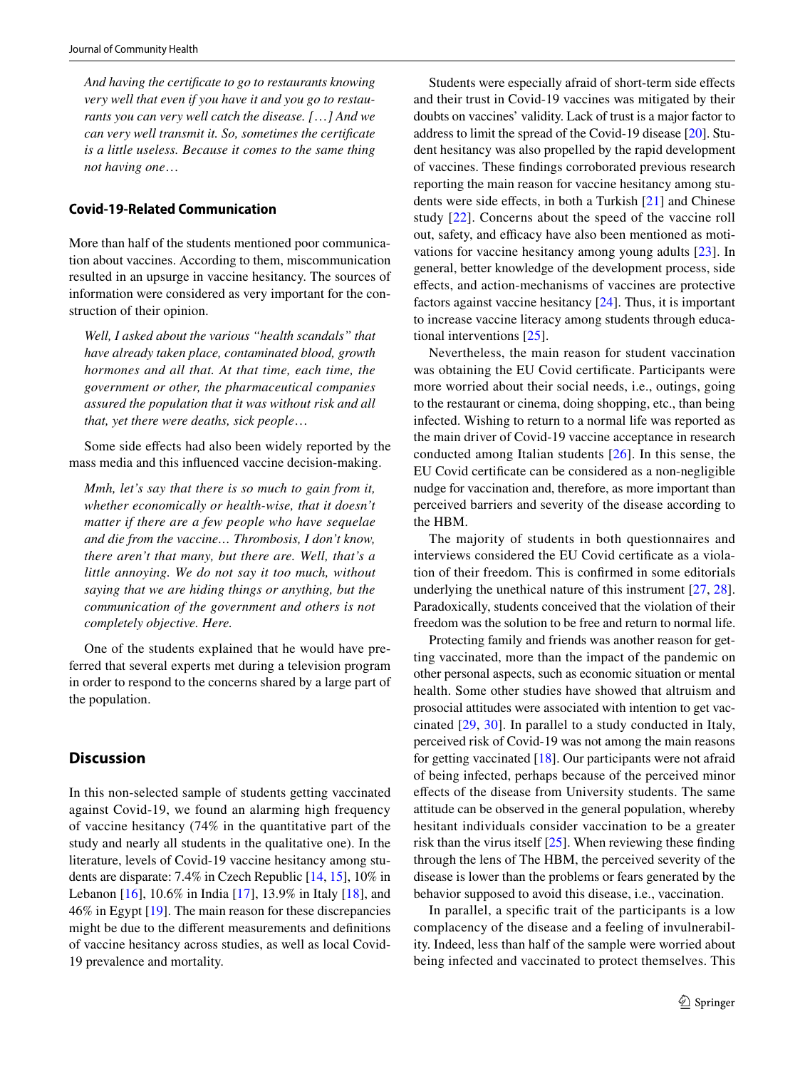*And having the certificate to go to restaurants knowing very well that even if you have it and you go to restaurants you can very well catch the disease. […] And we can very well transmit it. So, sometimes the certificate is a little useless. Because it comes to the same thing not having one…*

### Covid-19-Related Communication

More than half of the students mentioned poor communication about vaccines. According to them, miscommunication resulted in an upsurge in vaccine hesitancy. The sources of information were considered as very important for the construction of their opinion.

*Well, I asked about the various "health scandals" that have already taken place, contaminated blood, growth hormones and all that. At that time, each time, the government or other, the pharmaceutical companies assured the population that it was without risk and all that, yet there were deaths, sick people…*

Some side effects had also been widely reported by the mass media and this influenced vaccine decision-making.

*Mmh, let's say that there is so much to gain from it, whether economically or health-wise, that it doesn't matter if there are a few people who have sequelae and die from the vaccine… Thrombosis, I don't know, there aren't that many, but there are. Well, that's a little annoying. We do not say it too much, without saying that we are hiding things or anything, but the communication of the government and others is not completely objective. Here.*

One of the students explained that he would have preferred that several experts met during a television program in order to respond to the concerns shared by a large part of the population.

## Discussion

In this non-selected sample of students getting vaccinated against Covid-19, we found an alarming high frequency of vaccine hesitancy (74% in the quantitative part of the study and nearly all students in the qualitative one). In the literature, levels of Covid-19 vaccine hesitancy among students are disparate: 7.4% in Czech Republic [14, 15], 10% in Lebanon [16], 10.6% in India [17], 13.9% in Italy [18], and 46% in Egypt [19]. The main reason for these discrepancies might be due to the different measurements and definitions of vaccine hesitancy across studies, as well as local Covid-19 prevalence and mortality.

Students were especially afraid of short-term side effects and their trust in Covid-19 vaccines was mitigated by their doubts on vaccines' validity. Lack of trust is a major factor to address to limit the spread of the Covid-19 disease [20]. Student hesitancy was also propelled by the rapid development of vaccines. These findings corroborated previous research reporting the main reason for vaccine hesitancy among students were side effects, in both a Turkish [21] and Chinese study [22]. Concerns about the speed of the vaccine roll out, safety, and efficacy have also been mentioned as motivations for vaccine hesitancy among young adults [23]. In general, better knowledge of the development process, side effects, and action-mechanisms of vaccines are protective factors against vaccine hesitancy [24]. Thus, it is important to increase vaccine literacy among students through educational interventions [25].

Nevertheless, the main reason for student vaccination was obtaining the EU Covid certificate. Participants were more worried about their social needs, i.e., outings, going to the restaurant or cinema, doing shopping, etc., than being infected. Wishing to return to a normal life was reported as the main driver of Covid-19 vaccine acceptance in research conducted among Italian students [26]. In this sense, the EU Covid certificate can be considered as a non-negligible nudge for vaccination and, therefore, as more important than perceived barriers and severity of the disease according to the HBM.

The majority of students in both questionnaires and interviews considered the EU Covid certificate as a violation of their freedom. This is confirmed in some editorials underlying the unethical nature of this instrument [27, 28]. Paradoxically, students conceived that the violation of their freedom was the solution to be free and return to normal life.

Protecting family and friends was another reason for getting vaccinated, more than the impact of the pandemic on other personal aspects, such as economic situation or mental health. Some other studies have showed that altruism and prosocial attitudes were associated with intention to get vaccinated [29, 30]. In parallel to a study conducted in Italy, perceived risk of Covid-19 was not among the main reasons for getting vaccinated [18]. Our participants were not afraid of being infected, perhaps because of the perceived minor effects of the disease from University students. The same attitude can be observed in the general population, whereby hesitant individuals consider vaccination to be a greater risk than the virus itself [25]. When reviewing these finding through the lens of The HBM, the perceived severity of the disease is lower than the problems or fears generated by the behavior supposed to avoid this disease, i.e., vaccination.

In parallel, a specific trait of the participants is a low complacency of the disease and a feeling of invulnerability. Indeed, less than half of the sample were worried about being infected and vaccinated to protect themselves. This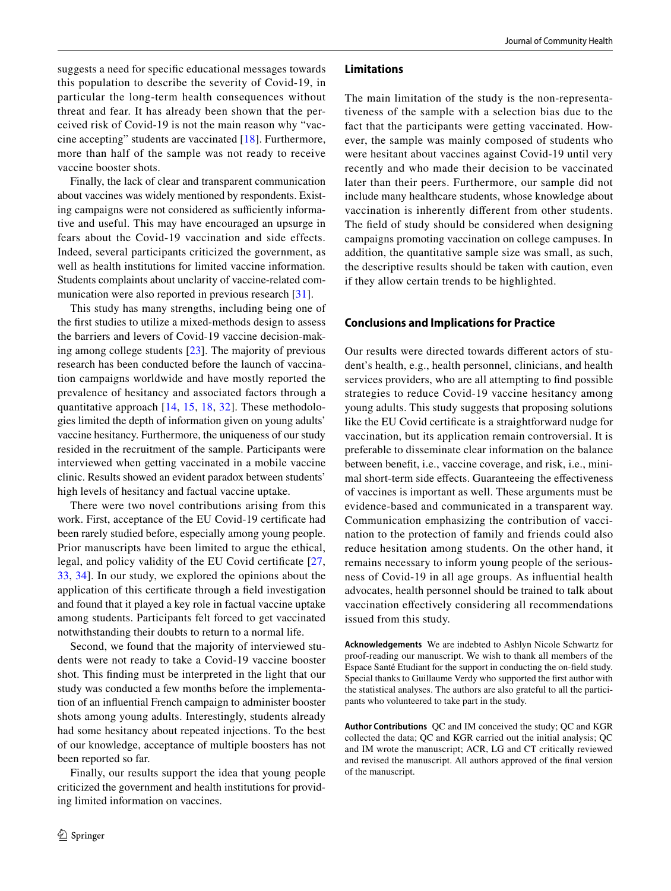suggests a need for specific educational messages towards this population to describe the severity of Covid-19, in particular the long-term health consequences without threat and fear. It has already been shown that the perceived risk of Covid-19 is not the main reason why "vaccine accepting" students are vaccinated [18]. Furthermore, more than half of the sample was not ready to receive vaccine booster shots.

Finally, the lack of clear and transparent communication about vaccines was widely mentioned by respondents. Existing campaigns were not considered as sufficiently informative and useful. This may have encouraged an upsurge in fears about the Covid-19 vaccination and side effects. Indeed, several participants criticized the government, as well as health institutions for limited vaccine information. Students complaints about unclarity of vaccine-related communication were also reported in previous research [31].

This study has many strengths, including being one of the first studies to utilize a mixed-methods design to assess the barriers and levers of Covid-19 vaccine decision-making among college students [23]. The majority of previous research has been conducted before the launch of vaccination campaigns worldwide and have mostly reported the prevalence of hesitancy and associated factors through a quantitative approach [14, 15, 18, 32]. These methodologies limited the depth of information given on young adults' vaccine hesitancy. Furthermore, the uniqueness of our study resided in the recruitment of the sample. Participants were interviewed when getting vaccinated in a mobile vaccine clinic. Results showed an evident paradox between students' high levels of hesitancy and factual vaccine uptake.

There were two novel contributions arising from this work. First, acceptance of the EU Covid-19 certificate had been rarely studied before, especially among young people. Prior manuscripts have been limited to argue the ethical, legal, and policy validity of the EU Covid certificate [27, 33, 34]. In our study, we explored the opinions about the application of this certificate through a field investigation and found that it played a key role in factual vaccine uptake among students. Participants felt forced to get vaccinated notwithstanding their doubts to return to a normal life.

Second, we found that the majority of interviewed students were not ready to take a Covid-19 vaccine booster shot. This finding must be interpreted in the light that our study was conducted a few months before the implementation of an influential French campaign to administer booster shots among young adults. Interestingly, students already had some hesitancy about repeated injections. To the best of our knowledge, acceptance of multiple boosters has not been reported so far.

Finally, our results support the idea that young people criticized the government and health institutions for providing limited information on vaccines.

## Limitations

The main limitation of the study is the non-representativeness of the sample with a selection bias due to the fact that the participants were getting vaccinated. However, the sample was mainly composed of students who were hesitant about vaccines against Covid-19 until very recently and who made their decision to be vaccinated later than their peers. Furthermore, our sample did not include many healthcare students, whose knowledge about vaccination is inherently different from other students. The field of study should be considered when designing campaigns promoting vaccination on college campuses. In addition, the quantitative sample size was small, as such, the descriptive results should be taken with caution, even if they allow certain trends to be highlighted.

## Conclusions and Implications for Practice

Our results were directed towards different actors of student's health, e.g., health personnel, clinicians, and health services providers, who are all attempting to find possible strategies to reduce Covid-19 vaccine hesitancy among young adults. This study suggests that proposing solutions like the EU Covid certificate is a straightforward nudge for vaccination, but its application remain controversial. It is preferable to disseminate clear information on the balance between benefit, i.e., vaccine coverage, and risk, i.e., minimal short-term side effects. Guaranteeing the effectiveness of vaccines is important as well. These arguments must be evidence-based and communicated in a transparent way. Communication emphasizing the contribution of vaccination to the protection of family and friends could also reduce hesitation among students. On the other hand, it remains necessary to inform young people of the seriousness of Covid-19 in all age groups. As influential health advocates, health personnel should be trained to talk about vaccination effectively considering all recommendations issued from this study.

**Acknowledgements** We are indebted to Ashlyn Nicole Schwartz for proof-reading our manuscript. We wish to thank all members of the Espace Santé Etudiant for the support in conducting the on-field study. Special thanks to Guillaume Verdy who supported the first author with the statistical analyses. The authors are also grateful to all the participants who volunteered to take part in the study.

**Author Contributions** QC and IM conceived the study; QC and KGR collected the data; QC and KGR carried out the initial analysis; QC and IM wrote the manuscript; ACR, LG and CT critically reviewed and revised the manuscript. All authors approved of the final version of the manuscript.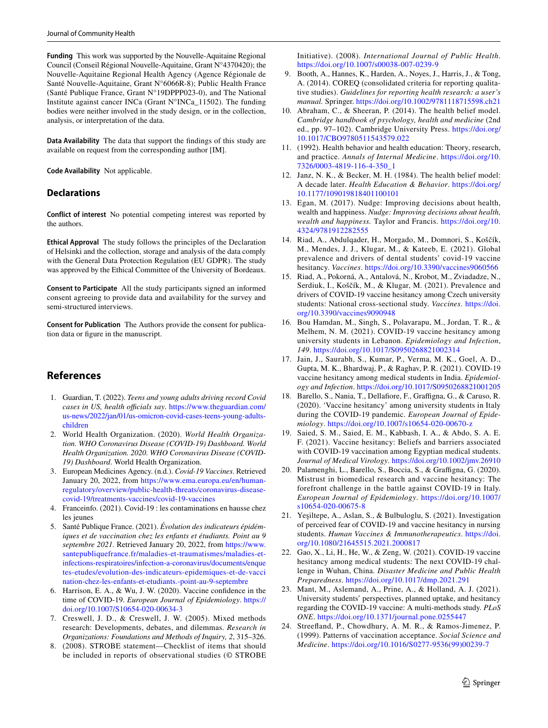**Funding** This work was supported by the Nouvelle-Aquitaine Regional Council (Conseil Régional Nouvelle-Aquitaine, Grant N°4370420); the Nouvelle-Aquitaine Regional Health Agency (Agence Régionale de Santé Nouvelle-Aquitaine, Grant N°6066R-8); Public Health France (Santé Publique France, Grant N°19DPPP023-0), and The National Institute against cancer INCa (Grant N°INCa_11502). The funding bodies were neither involved in the study design, or in the collection, analysis, or interpretation of the data.

**Data Availability** The data that support the findings of this study are available on request from the corresponding author [IM].

**Code Availability** Not applicable.

## Declarations

**Conflict of interest** No potential competing interest was reported by the authors.

**Ethical Approval** The study follows the principles of the Declaration of Helsinki and the collection, storage and analysis of the data comply with the General Data Protection Regulation (EU GDPR). The study was approved by the Ethical Committee of the University of Bordeaux.

**Consent to Participate** All the study participants signed an informed consent agreeing to provide data and availability for the survey and semi-structured interviews.

**Consent for Publication** The Authors provide the consent for publication data or figure in the manuscript.

## References

1. Guardian, T. (2022). *Teens and young adults driving record Covid cases in US, health officials say*. https://www.theguardian.com/us-news/2022/jan/01/us-omicron-covid-cases-teens-young-adults-children
2. World Health Organization. (2020). *World Health Organization. WHO Coronavirus Disease (COVID-19) Dashboard. World Health Organization. 2020. WHO Coronavirus Disease (COVID-19) Dashboard*. World Health Organization.
3. European Medicines Agency. (n.d.). *Covid-19 Vaccines*. Retrieved January 20, 2022, from https://www.ema.europa.eu/en/human-regulatory/overview/public-health-threats/coronavirus-disease-covid-19/treatments-vaccines/covid-19-vaccines
4. Franceinfo. (2021). Covid-19 : les contaminations en hausse chez les jeunes
5. Santé Publique France. (2021). *Évolution des indicateurs épidémiques et de vaccination chez les enfants et étudiants. Point au 9 septembre 2021*. Retrieved January 20, 2022, from https://www.santepubliquefrance.fr/maladies-et-traumatismes/maladies-et-infections-respiratoires/infection-a-coronavirus/documents/enquetes-etudes/evolution-des-indicateurs-epidemiques-et-de-vaccination-chez-les-enfants-et-etudiants.-point-au-9-septembre
6. Harrison, E. A., & Wu, J. W. (2020). Vaccine confidence in the time of COVID-19. *European Journal of Epidemiology*. https://doi.org/10.1007/S10654-020-00634-3
7. Creswell, J. D., & Creswell, J. W. (2005). Mixed methods research: Developments, debates, and dilemmas. *Research in Organizations: Foundations and Methods of Inquiry, 2*, 315–326.
8. (2008). STROBE statement—Checklist of items that should be included in reports of observational studies (© STROBE Initiative). (2008). *International Journal of Public Health*. https://doi.org/10.1007/s00038-007-0239-9
9. Booth, A., Hannes, K., Harden, A., Noyes, J., Harris, J., & Tong, A. (2014). COREQ (consolidated criteria for reporting qualitative studies). *Guidelines for reporting health research: a user's manual.* Springer. https://doi.org/10.1002/9781118715598.ch21
10. Abraham, C., & Sheeran, P. (2014). The health belief model. *Cambridge handbook of psychology, health and medicine* (2nd ed., pp. 97–102). Cambridge University Press. https://doi.org/10.1017/CBO9780511543579.022
11. (1992). Health behavior and health education: Theory, research, and practice. *Annals of Internal Medicine*. https://doi.org/10.7326/0003-4819-116-4-350_1
12. Janz, N. K., & Becker, M. H. (1984). The health belief model: A decade later. *Health Education & Behavior*. https://doi.org/10.1177/109019818401100101
13. Egan, M. (2017). Nudge: Improving decisions about health, wealth and happiness. *Nudge: Improving decisions about health, wealth and happiness.* Taylor and Francis. https://doi.org/10.4324/9781912282555
14. Riad, A., Abdulqader, H., Morgado, M., Domnori, S., Koščík, M., Mendes, J. J., Klugar, M., & Kateeb, E. (2021). Global prevalence and drivers of dental students' covid-19 vaccine hesitancy. *Vaccines*. https://doi.org/10.3390/vaccines9060566
15. Riad, A., Pokorná, A., Antalová, N., Krobot, M., Zviadadze, N., Serdiuk, I., Koščík, M., & Klugar, M. (2021). Prevalence and drivers of COVID-19 vaccine hesitancy among Czech university students: National cross-sectional study. *Vaccines*. https://doi.org/10.3390/vaccines9090948
16. Bou Hamdan, M., Singh, S., Polavarapu, M., Jordan, T. R., & Melhem, N. M. (2021). COVID-19 vaccine hesitancy among university students in Lebanon. *Epidemiology and Infection*, *149*. https://doi.org/10.1017/S0950268821002314
17. Jain, J., Saurabh, S., Kumar, P., Verma, M. K., Goel, A. D., Gupta, M. K., Bhardwaj, P., & Raghav, P. R. (2021). COVID-19 vaccine hesitancy among medical students in India. *Epidemiology and Infection*. https://doi.org/10.1017/S0950268821001205
18. Barello, S., Nania, T., Dellafiore, F., Graffigna, G., & Caruso, R. (2020). 'Vaccine hesitancy' among university students in Italy during the COVID-19 pandemic. *European Journal of Epidemiology*. https://doi.org/10.1007/s10654-020-00670-z
19. Saied, S. M., Saied, E. M., Kabbash, I. A., & Abdo, S. A. E. F. (2021). Vaccine hesitancy: Beliefs and barriers associated with COVID-19 vaccination among Egyptian medical students. *Journal of Medical Virology*. https://doi.org/10.1002/jmv.26910
20. Palamenghi, L., Barello, S., Boccia, S., & Graffigna, G. (2020). Mistrust in biomedical research and vaccine hesitancy: The forefront challenge in the battle against COVID-19 in Italy. *European Journal of Epidemiology*. https://doi.org/10.1007/s10654-020-00675-8
21. Yeşiltepe, A., Aslan, S., & Bulbuloglu, S. (2021). Investigation of perceived fear of COVID-19 and vaccine hesitancy in nursing students. *Human Vaccines & Immunotherapeutics*. https://doi.org/10.1080/21645515.2021.2000817
22. Gao, X., Li, H., He, W., & Zeng, W. (2021). COVID-19 vaccine hesitancy among medical students: The next COVID-19 challenge in Wuhan, China. *Disaster Medicine and Public Health Preparedness*. https://doi.org/10.1017/dmp.2021.291
23. Mant, M., Aslemand, A., Prine, A., & Holland, A. J. (2021). University students' perspectives, planned uptake, and hesitancy regarding the COVID-19 vaccine: A multi-methods study. *PLoS ONE*. https://doi.org/10.1371/journal.pone.0255447
24. Streefland, P., Chowdhury, A. M. R., & Ramos-Jimenez, P. (1999). Patterns of vaccination acceptance. *Social Science and Medicine*. https://doi.org/10.1016/S0277-9536(99)00239-7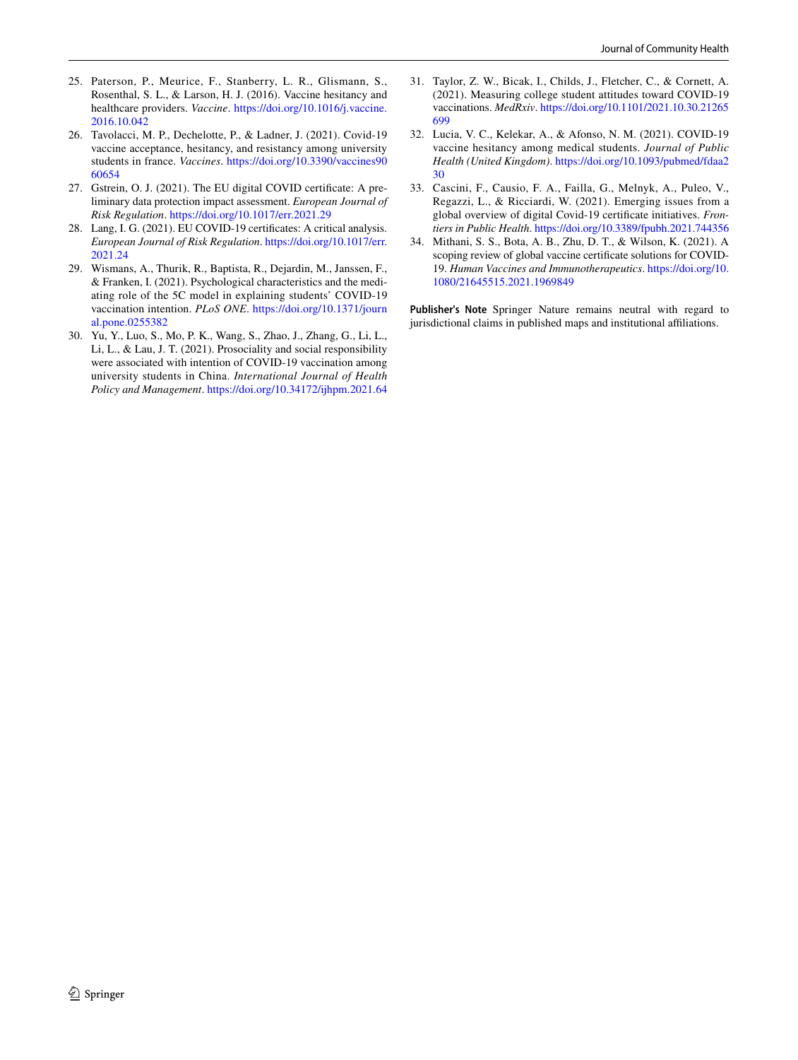25. Paterson, P., Meurice, F., Stanberry, L. R., Glismann, S., Rosenthal, S. L., & Larson, H. J. (2016). Vaccine hesitancy and healthcare providers. *Vaccine*. https://doi.org/10.1016/j.vaccine.2016.10.042
26. Tavolacci, M. P., Dechelotte, P., & Ladner, J. (2021). Covid-19 vaccine acceptance, hesitancy, and resistancy among university students in france. *Vaccines*. https://doi.org/10.3390/vaccines9060654
27. Gstrein, O. J. (2021). The EU digital COVID certificate: A preliminary data protection impact assessment. *European Journal of Risk Regulation*. https://doi.org/10.1017/err.2021.29
28. Lang, I. G. (2021). EU COVID-19 certificates: A critical analysis. *European Journal of Risk Regulation*. https://doi.org/10.1017/err.2021.24
29. Wismans, A., Thurik, R., Baptista, R., Dejardin, M., Janssen, F., & Franken, I. (2021). Psychological characteristics and the mediating role of the 5C model in explaining students' COVID-19 vaccination intention. *PLoS ONE*. https://doi.org/10.1371/journal.pone.0255382
30. Yu, Y., Luo, S., Mo, P. K., Wang, S., Zhao, J., Zhang, G., Li, L., Li, L., & Lau, J. T. (2021). Prosociality and social responsibility were associated with intention of COVID-19 vaccination among university students in China. *International Journal of Health Policy and Management*. https://doi.org/10.34172/ijhpm.2021.64
31. Taylor, Z. W., Bicak, I., Childs, J., Fletcher, C., & Cornett, A. (2021). Measuring college student attitudes toward COVID-19 vaccinations. *MedRxiv*. https://doi.org/10.1101/2021.10.30.21265699
32. Lucia, V. C., Kelekar, A., & Afonso, N. M. (2021). COVID-19 vaccine hesitancy among medical students. *Journal of Public Health (United Kingdom)*. https://doi.org/10.1093/pubmed/fdaa230
33. Cascini, F., Causio, F. A., Failla, G., Melnyk, A., Puleo, V., Regazzi, L., & Ricciardi, W. (2021). Emerging issues from a global overview of digital Covid-19 certificate initiatives. *Frontiers in Public Health*. https://doi.org/10.3389/fpubh.2021.744356
34. Mithani, S. S., Bota, A. B., Zhu, D. T., & Wilson, K. (2021). A scoping review of global vaccine certificate solutions for COVID-19. *Human Vaccines and Immunotherapeutics*. https://doi.org/10.1080/21645515.2021.1969849

**Publisher's Note** Springer Nature remains neutral with regard to jurisdictional claims in published maps and institutional affiliations.